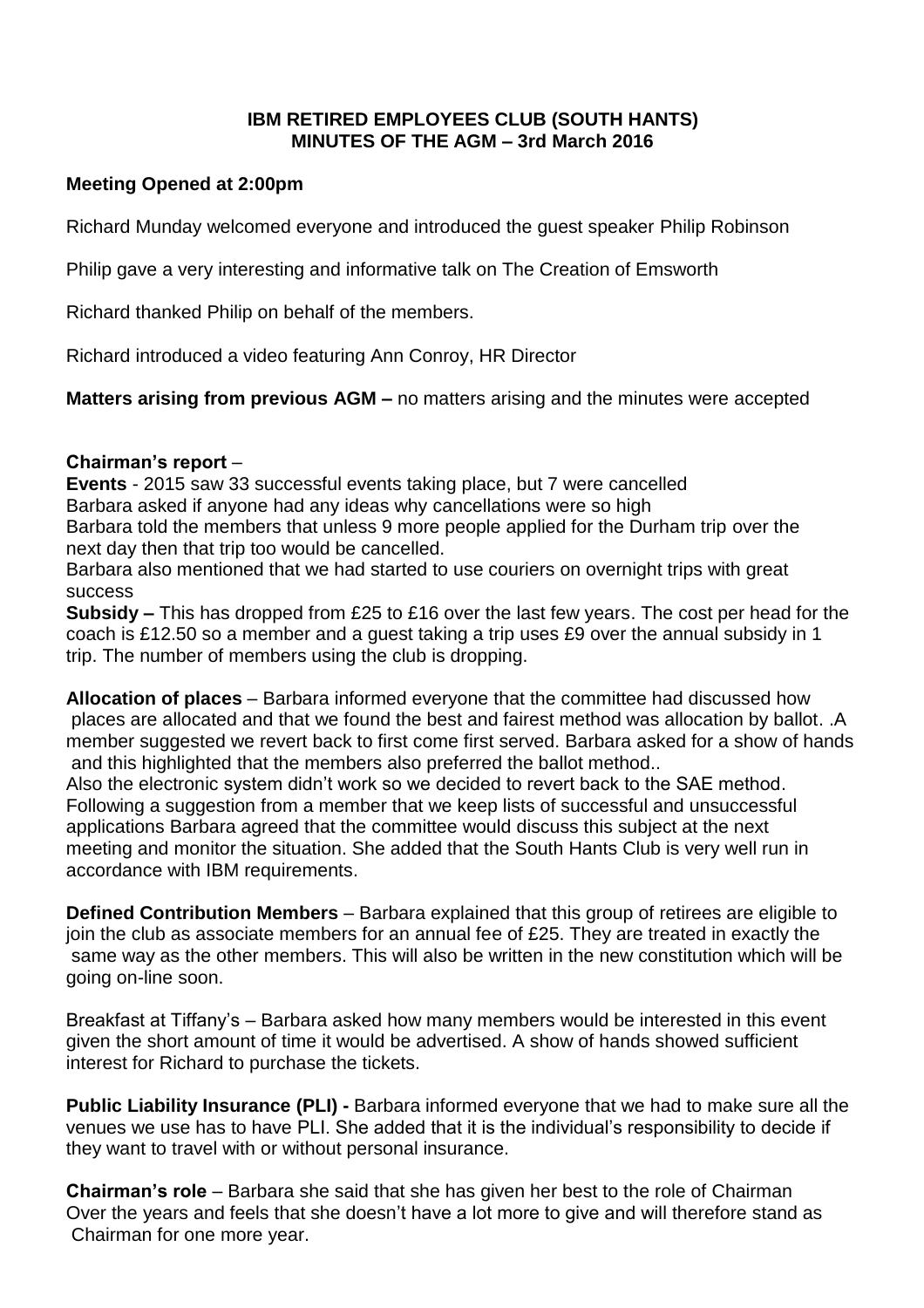**IBM RETIRED EMPLOYEES CLUB (SOUTH HANTS)**
**MINUTES OF THE AGM – 3rd March 2016**

**Meeting Opened at 2:00pm**

Richard Munday welcomed everyone and introduced the guest speaker Philip Robinson

Philip gave a very interesting and informative talk on The Creation of Emsworth

Richard thanked Philip on behalf of the members.

Richard introduced a video featuring Ann Conroy, HR Director

**Matters arising from previous AGM –** no matters arising and the minutes were accepted

**Chairman's report** –
**Events** - 2015 saw 33 successful events taking place, but 7 were cancelled
Barbara asked if anyone had any ideas why cancellations were so high
Barbara told the members that unless 9 more people applied for the Durham trip over the next day then that trip too would be cancelled.
Barbara also mentioned that we had started to use couriers on overnight trips with great success
**Subsidy –** This has dropped from £25 to £16 over the last few years. The cost per head for the coach is £12.50 so a member and a guest taking a trip uses £9 over the annual subsidy in 1 trip. The number of members using the club is dropping.

**Allocation of places** – Barbara informed everyone that the committee had discussed how places are allocated and that we found the best and fairest method was allocation by ballot. .A member suggested we revert back to first come first served. Barbara asked for a show of hands and this highlighted that the members also preferred the ballot method..
Also the electronic system didn't work so we decided to revert back to the SAE method.
Following a suggestion from a member that we keep lists of successful and unsuccessful applications Barbara agreed that the committee would discuss this subject at the next meeting and monitor the situation. She added that the South Hants Club is very well run in accordance with IBM requirements.

**Defined Contribution Members** – Barbara explained that this group of retirees are eligible to join the club as associate members for an annual fee of £25. They are treated in exactly the same way as the other members. This will also be written in the new constitution which will be going on-line soon.

Breakfast at Tiffany's – Barbara asked how many members would be interested in this event given the short amount of time it would be advertised. A show of hands showed sufficient interest for Richard to purchase the tickets.

**Public Liability Insurance (PLI) -** Barbara informed everyone that we had to make sure all the venues we use has to have PLI. She added that it is the individual's responsibility to decide if they want to travel with or without personal insurance.

**Chairman's role** – Barbara she said that she has given her best to the role of Chairman Over the years and feels that she doesn't have a lot more to give and will therefore stand as Chairman for one more year.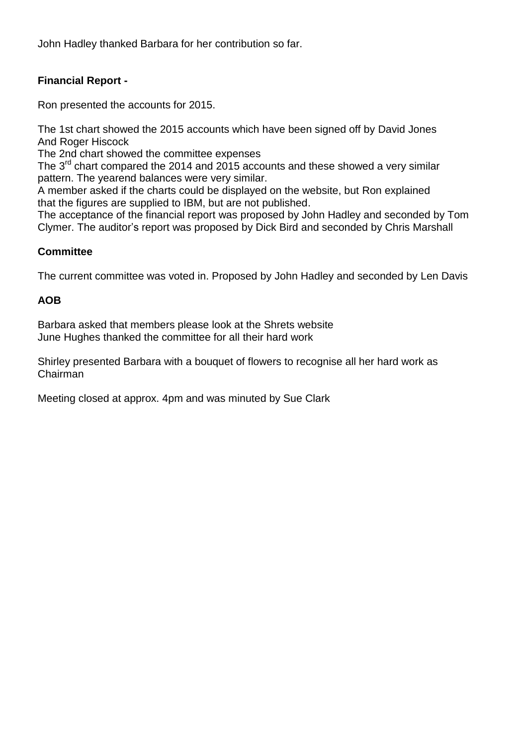John Hadley thanked Barbara for her contribution so far.

**Financial Report -**

Ron presented the accounts for 2015.

The 1st chart showed the 2015 accounts which have been signed off by David Jones And Roger Hiscock
The 2nd chart showed the committee expenses
The 3rd chart compared the 2014 and 2015 accounts and these showed a very similar pattern. The yearend balances were very similar.
A member asked if the charts could be displayed on the website, but Ron explained that the figures are supplied to IBM, but are not published.
The acceptance of the financial report was proposed by John Hadley and seconded by Tom Clymer. The auditor's report was proposed by Dick Bird and seconded by Chris Marshall

**Committee**

The current committee was voted in. Proposed by John Hadley and seconded by Len Davis

**AOB**

Barbara asked that members please look at the Shrets website
June Hughes thanked the committee for all their hard work

Shirley presented Barbara with a bouquet of flowers to recognise all her hard work as Chairman

Meeting closed at approx. 4pm and was minuted by Sue Clark